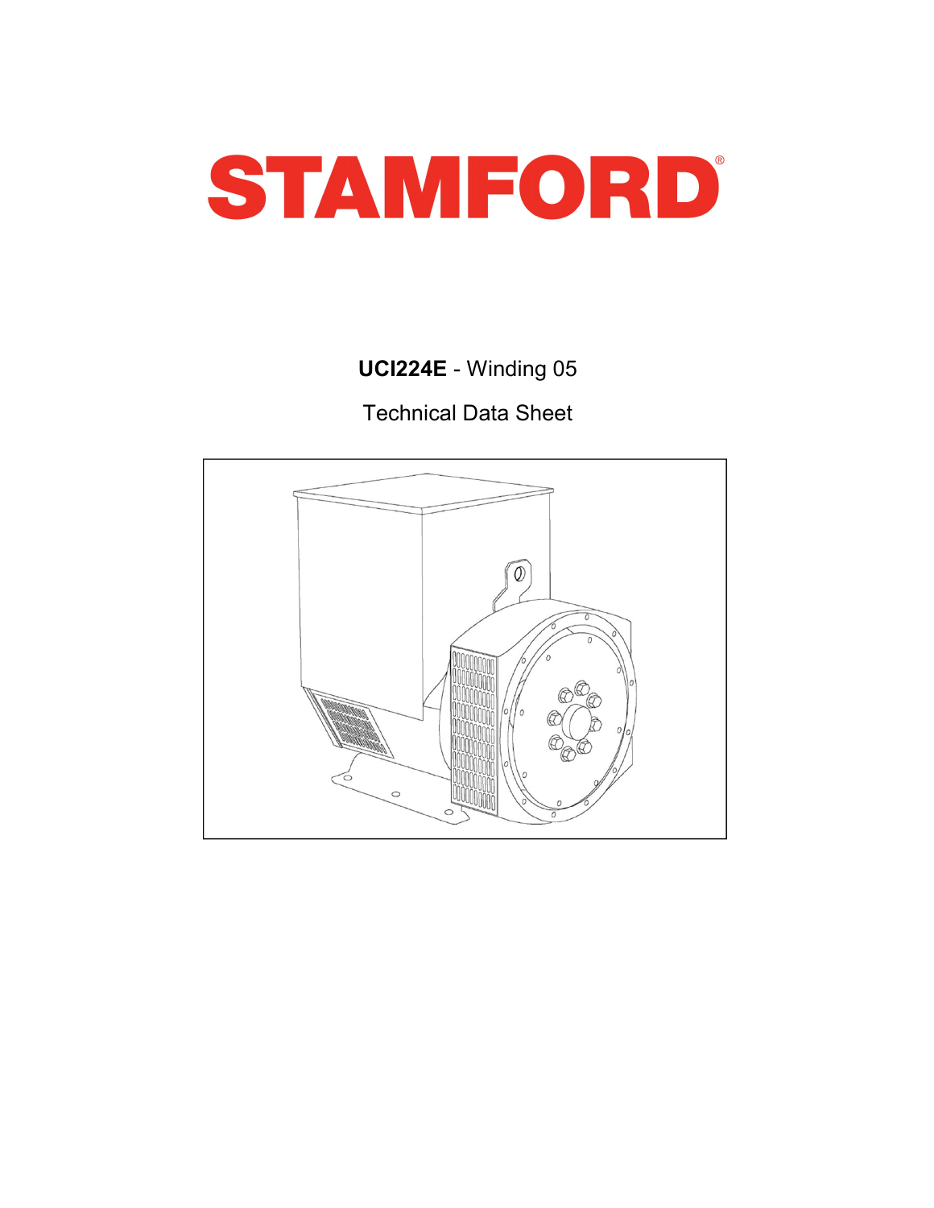# STAMFORD

**UCI224E** - Winding 05

Technical Data Sheet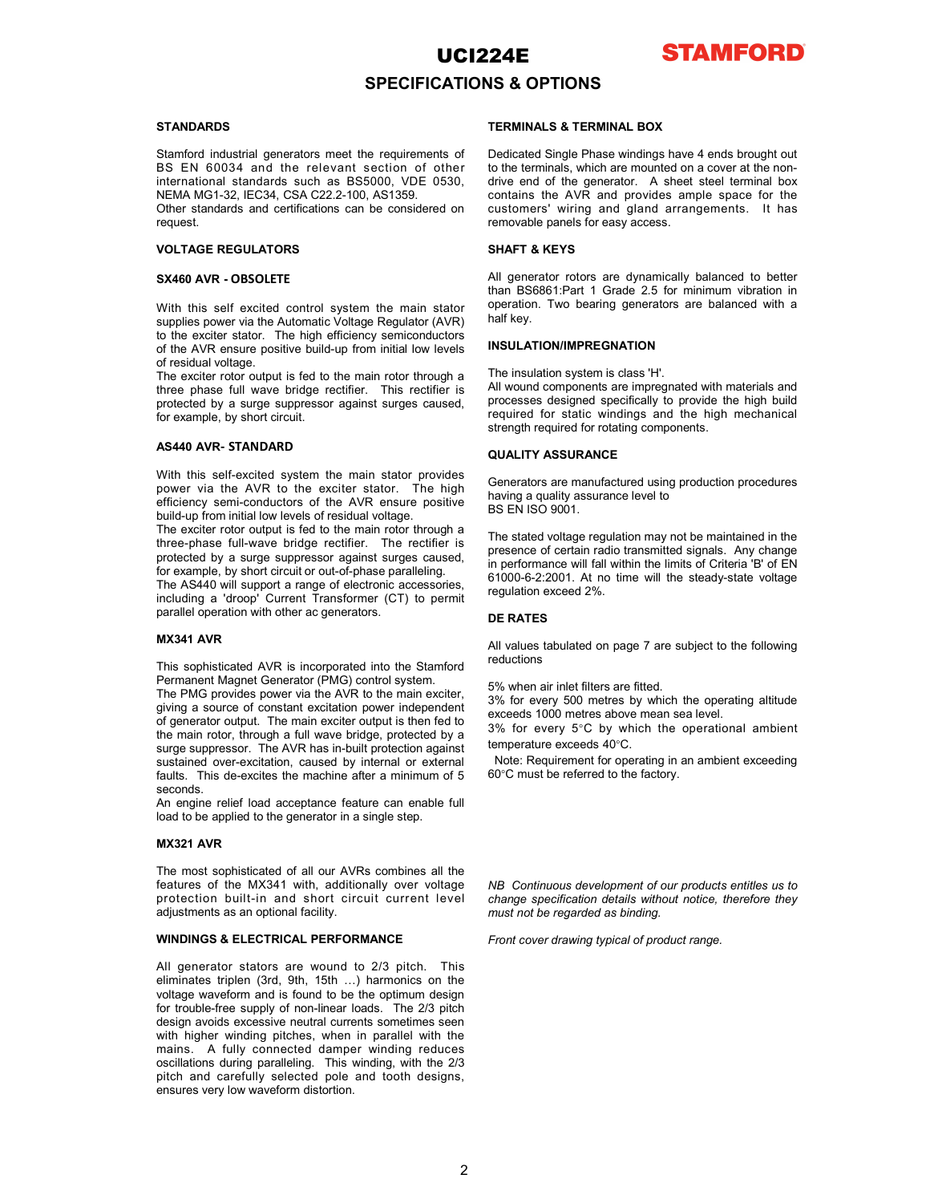# UCI224E

## SPECIFICATIONS & OPTIONS

### STANDARDS

Stamford industrial generators meet the requirements of BS EN 60034 and the relevant section of other international standards such as BS5000, VDE 0530, NEMA MG1-32, IEC34, CSA C22.2-100, AS1359.
Other standards and certifications can be considered on request.

### VOLTAGE REGULATORS

#### SX460 AVR - OBSOLETE

With this self excited control system the main stator supplies power via the Automatic Voltage Regulator (AVR) to the exciter stator. The high efficiency semiconductors of the AVR ensure positive build-up from initial low levels of residual voltage.
The exciter rotor output is fed to the main rotor through a three phase full wave bridge rectifier. This rectifier is protected by a surge suppressor against surges caused, for example, by short circuit.

#### AS440 AVR- STANDARD

With this self-excited system the main stator provides power via the AVR to the exciter stator. The high efficiency semi-conductors of the AVR ensure positive build-up from initial low levels of residual voltage.
The exciter rotor output is fed to the main rotor through a three-phase full-wave bridge rectifier. The rectifier is protected by a surge suppressor against surges caused, for example, by short circuit or out-of-phase paralleling.
The AS440 will support a range of electronic accessories, including a 'droop' Current Transformer (CT) to permit parallel operation with other ac generators.

#### MX341 AVR

This sophisticated AVR is incorporated into the Stamford Permanent Magnet Generator (PMG) control system.
The PMG provides power via the AVR to the main exciter, giving a source of constant excitation power independent of generator output. The main exciter output is then fed to the main rotor, through a full wave bridge, protected by a surge suppressor. The AVR has in-built protection against sustained over-excitation, caused by internal or external faults. This de-excites the machine after a minimum of 5 seconds.
An engine relief load acceptance feature can enable full load to be applied to the generator in a single step.

#### MX321 AVR

The most sophisticated of all our AVRs combines all the features of the MX341 with, additionally over voltage protection built-in and short circuit current level adjustments as an optional facility.

### WINDINGS & ELECTRICAL PERFORMANCE

All generator stators are wound to 2/3 pitch. This eliminates triplen (3rd, 9th, 15th …) harmonics on the voltage waveform and is found to be the optimum design for trouble-free supply of non-linear loads. The 2/3 pitch design avoids excessive neutral currents sometimes seen with higher winding pitches, when in parallel with the mains. A fully connected damper winding reduces oscillations during paralleling. This winding, with the 2/3 pitch and carefully selected pole and tooth designs, ensures very low waveform distortion.

### TERMINALS & TERMINAL BOX

Dedicated Single Phase windings have 4 ends brought out to the terminals, which are mounted on a cover at the non-drive end of the generator. A sheet steel terminal box contains the AVR and provides ample space for the customers' wiring and gland arrangements. It has removable panels for easy access.

### SHAFT & KEYS

All generator rotors are dynamically balanced to better than BS6861:Part 1 Grade 2.5 for minimum vibration in operation. Two bearing generators are balanced with a half key.

### INSULATION/IMPREGNATION

The insulation system is class 'H'.
All wound components are impregnated with materials and processes designed specifically to provide the high build required for static windings and the high mechanical strength required for rotating components.

### QUALITY ASSURANCE

Generators are manufactured using production procedures having a quality assurance level to
BS EN ISO 9001.

The stated voltage regulation may not be maintained in the presence of certain radio transmitted signals. Any change in performance will fall within the limits of Criteria 'B' of EN 61000-6-2:2001. At no time will the steady-state voltage regulation exceed 2%.

### DE RATES

All values tabulated on page 7 are subject to the following reductions

5% when air inlet filters are fitted.
3% for every 500 metres by which the operating altitude exceeds 1000 metres above mean sea level.
3% for every 5°C by which the operational ambient temperature exceeds 40°C.
Note: Requirement for operating in an ambient exceeding 60°C must be referred to the factory.

*NB Continuous development of our products entitles us to change specification details without notice, therefore they must not be regarded as binding.*

*Front cover drawing typical of product range.*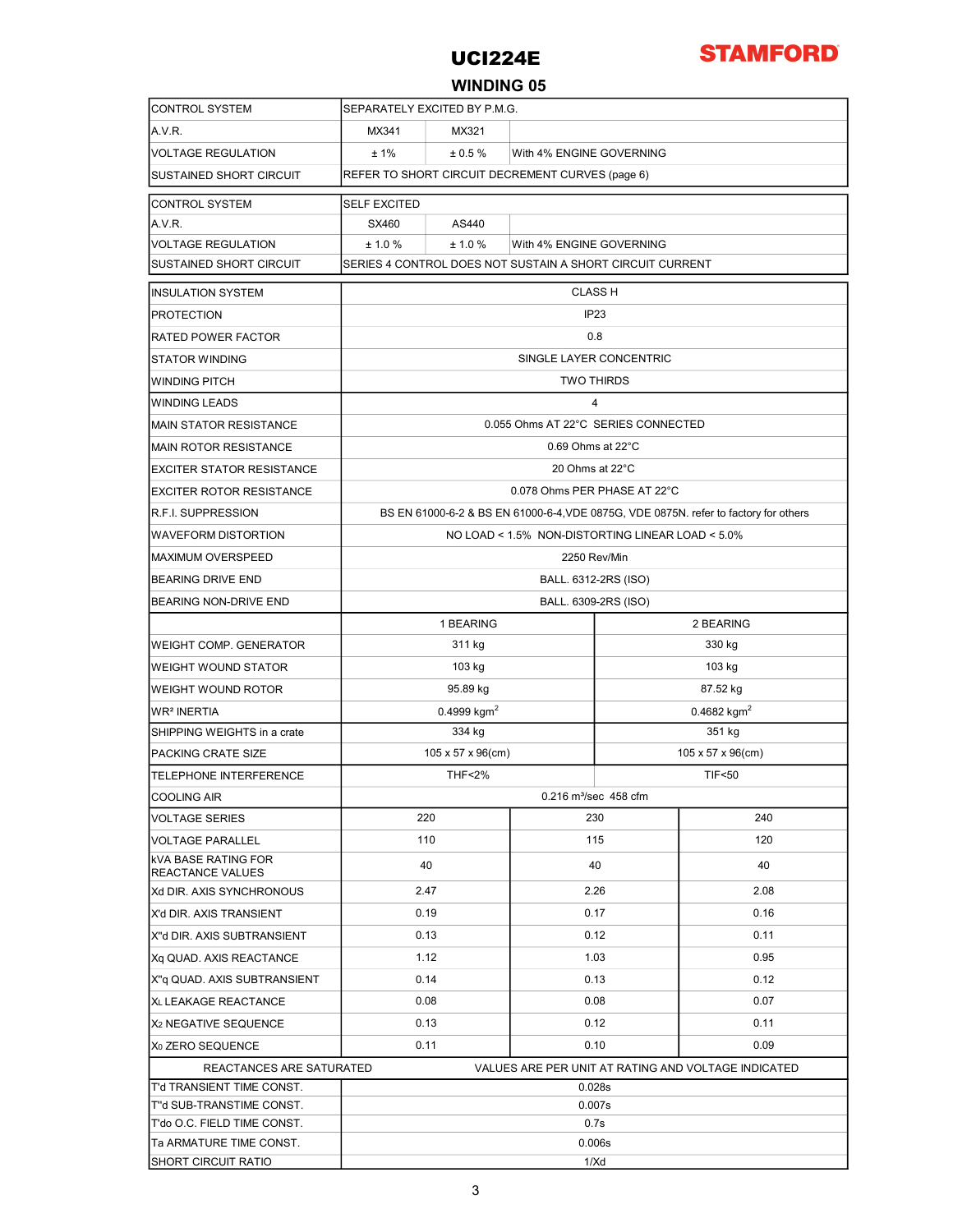# UCI224E

**STAMFORD**

## WINDING 05

| | | | |
|---|---|---|---|
| CONTROL SYSTEM | SEPARATELY EXCITED BY P.M.G. | | |
| A.V.R. | MX341 | MX321 | |
| VOLTAGE REGULATION | ± 1% | ± 0.5 % | With 4% ENGINE GOVERNING |
| SUSTAINED SHORT CIRCUIT | REFER TO SHORT CIRCUIT DECREMENT CURVES (page 6) | | |

| | | | |
|---|---|---|---|
| CONTROL SYSTEM | SELF EXCITED | | |
| A.V.R. | SX460 | AS440 | |
| VOLTAGE REGULATION | ± 1.0 % | ± 1.0 % | With 4% ENGINE GOVERNING |
| SUSTAINED SHORT CIRCUIT | SERIES 4 CONTROL DOES NOT SUSTAIN A SHORT CIRCUIT CURRENT | | |

| | |
|---|---|
| INSULATION SYSTEM | CLASS H |
| PROTECTION | IP23 |
| RATED POWER FACTOR | 0.8 |
| STATOR WINDING | SINGLE LAYER CONCENTRIC |
| WINDING PITCH | TWO THIRDS |
| WINDING LEADS | 4 |
| MAIN STATOR RESISTANCE | 0.055 Ohms AT 22°C SERIES CONNECTED |
| MAIN ROTOR RESISTANCE | 0.69 Ohms at 22°C |
| EXCITER STATOR RESISTANCE | 20 Ohms at 22°C |
| EXCITER ROTOR RESISTANCE | 0.078 Ohms PER PHASE AT 22°C |
| R.F.I. SUPPRESSION | BS EN 61000-6-2 & BS EN 61000-6-4,VDE 0875G, VDE 0875N. refer to factory for others |
| WAVEFORM DISTORTION | NO LOAD < 1.5% NON-DISTORTING LINEAR LOAD < 5.0% |
| MAXIMUM OVERSPEED | 2250 Rev/Min |
| BEARING DRIVE END | BALL. 6312-2RS (ISO) |
| BEARING NON-DRIVE END | BALL. 6309-2RS (ISO) |

| | 1 BEARING | 2 BEARING |
|---|---|---|
| WEIGHT COMP. GENERATOR | 311 kg | 330 kg |
| WEIGHT WOUND STATOR | 103 kg | 103 kg |
| WEIGHT WOUND ROTOR | 95.89 kg | 87.52 kg |
| WR² INERTIA | 0.4999 kgm$^2$ | 0.4682 kgm$^2$ |
| SHIPPING WEIGHTS in a crate | 334 kg | 351 kg |
| PACKING CRATE SIZE | 105 x 57 x 96(cm) | 105 x 57 x 96(cm) |
| TELEPHONE INTERFERENCE | THF<2% | TIF<50 |
| COOLING AIR | 0.216 m³/sec 458 cfm | |

| | | | |
|---|---|---|---|
| VOLTAGE SERIES | 220 | 230 | 240 |
| VOLTAGE PARALLEL | 110 | 115 | 120 |
| kVA BASE RATING FOR REACTANCE VALUES | 40 | 40 | 40 |
| Xd DIR. AXIS SYNCHRONOUS | 2.47 | 2.26 | 2.08 |
| X'd DIR. AXIS TRANSIENT | 0.19 | 0.17 | 0.16 |
| X''d DIR. AXIS SUBTRANSIENT | 0.13 | 0.12 | 0.11 |
| Xq QUAD. AXIS REACTANCE | 1.12 | 1.03 | 0.95 |
| X''q QUAD. AXIS SUBTRANSIENT | 0.14 | 0.13 | 0.12 |
| $X_L$ LEAKAGE REACTANCE | 0.08 | 0.08 | 0.07 |
| $X_2$ NEGATIVE SEQUENCE | 0.13 | 0.12 | 0.11 |
| $X_0$ ZERO SEQUENCE | 0.11 | 0.10 | 0.09 |

REACTANCES ARE SATURATED — VALUES ARE PER UNIT AT RATING AND VOLTAGE INDICATED

| | |
|---|---|
| T'd TRANSIENT TIME CONST. | 0.028s |
| T''d SUB-TRANSTIME CONST. | 0.007s |
| T'do O.C. FIELD TIME CONST. | 0.7s |
| Ta ARMATURE TIME CONST. | 0.006s |
| SHORT CIRCUIT RATIO | 1/Xd |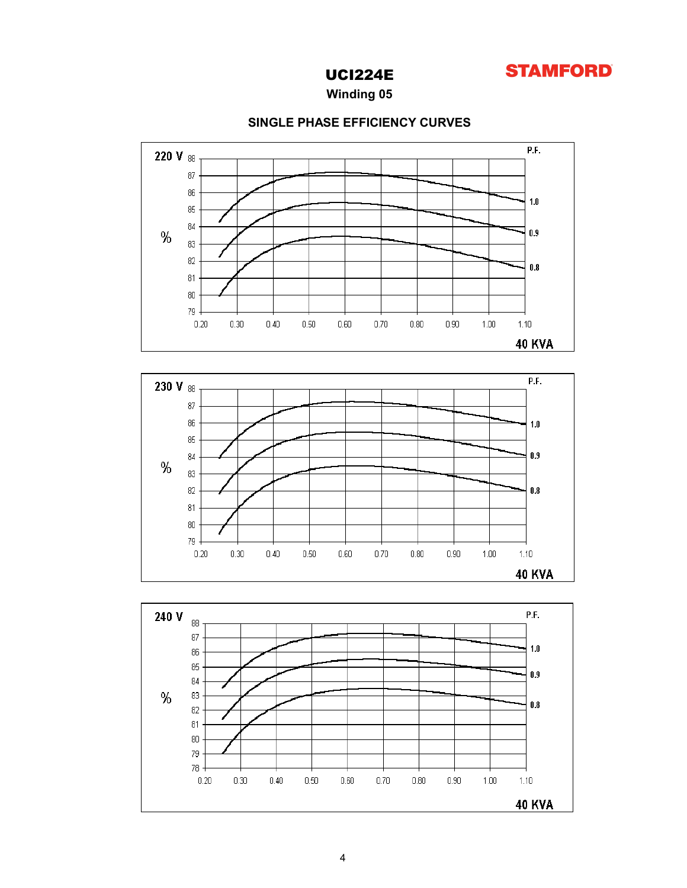# UCI224E

**STAMFORD**

## Winding 05

### SINGLE PHASE EFFICIENCY CURVES

220 V

% 

P.F.: 1.0, 0.9, 0.8

40 KVA

230 V

%

P.F.: 1.0, 0.9, 0.8

40 KVA

240 V

%

P.F.: 1.0, 0.9, 0.8

40 KVA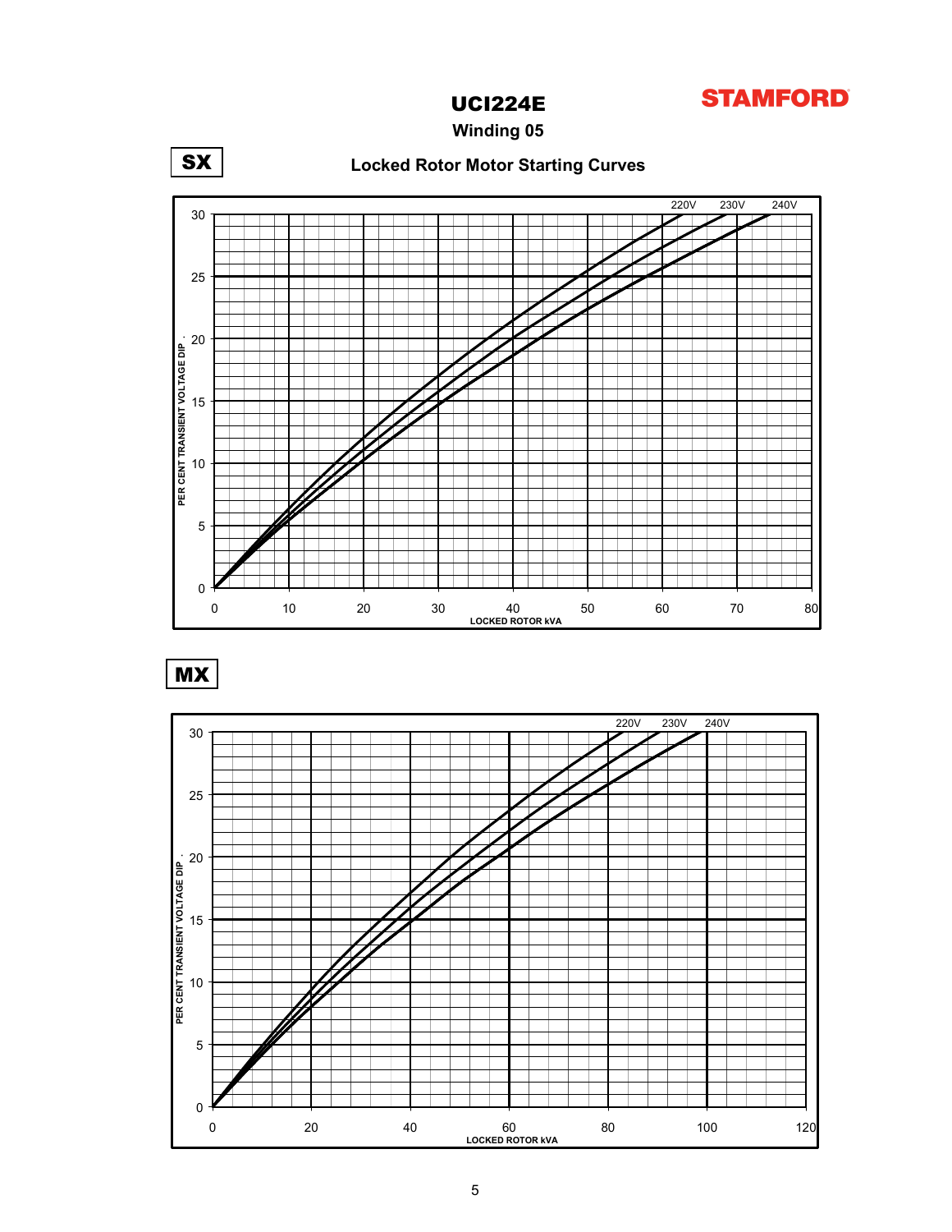# UCI224E

STAMFORD

## Winding 05

### Locked Rotor Motor Starting Curves

**SX**

PER CENT TRANSIENT VOLTAGE DIP

220V 230V 240V

LOCKED ROTOR kVA

**MX**

PER CENT TRANSIENT VOLTAGE DIP

220V 230V 240V

LOCKED ROTOR kVA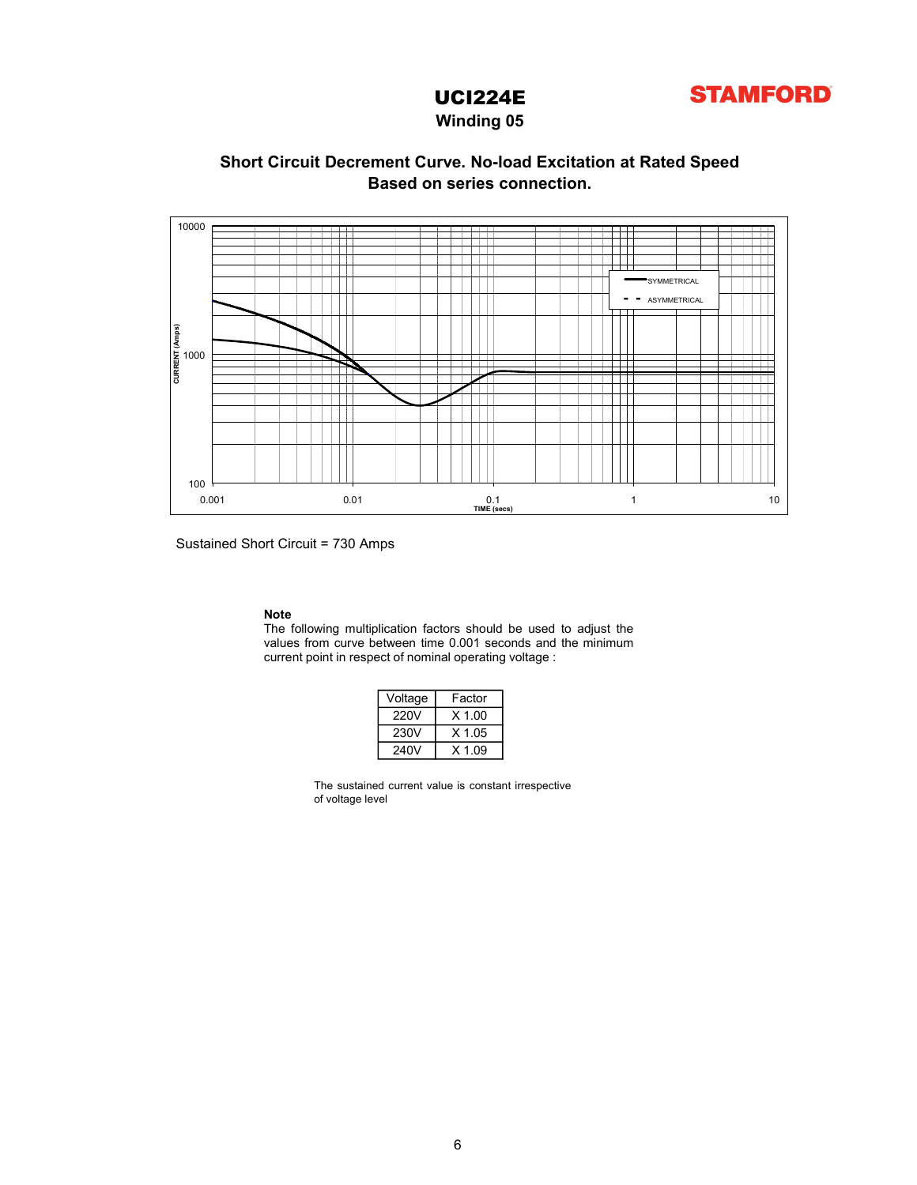# UCI224E

**STAMFORD**

## Winding 05

### Short Circuit Decrement Curve. No-load Excitation at Rated Speed
### Based on series connection.

Sustained Short Circuit = 730 Amps

**Note**

The following multiplication factors should be used to adjust the values from curve between time 0.001 seconds and the minimum current point in respect of nominal operating voltage :

| Voltage | Factor |
|---|---|
| 220V | X 1.00 |
| 230V | X 1.05 |
| 240V | X 1.09 |

The sustained current value is constant irrespective of voltage level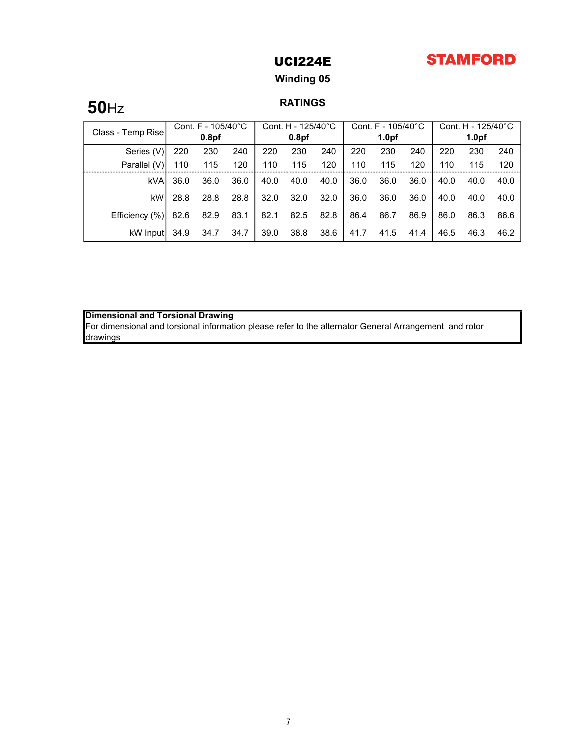# UCI224E

**STAMFORD**

## Winding 05

**50**Hz

## RATINGS

| Class - Temp Rise | Cont. F - 105/40°C **0.8pf** | | | Cont. H - 125/40°C **0.8pf** | | | Cont. F - 105/40°C **1.0pf** | | | Cont. H - 125/40°C **1.0pf** | | |
|---|---|---|---|---|---|---|---|---|---|---|---|---|
| Series (V) | 220 | 230 | 240 | 220 | 230 | 240 | 220 | 230 | 240 | 220 | 230 | 240 |
| Parallel (V) | 110 | 115 | 120 | 110 | 115 | 120 | 110 | 115 | 120 | 110 | 115 | 120 |
| kVA | 36.0 | 36.0 | 36.0 | 40.0 | 40.0 | 40.0 | 36.0 | 36.0 | 36.0 | 40.0 | 40.0 | 40.0 |
| kW | 28.8 | 28.8 | 28.8 | 32.0 | 32.0 | 32.0 | 36.0 | 36.0 | 36.0 | 40.0 | 40.0 | 40.0 |
| Efficiency (%) | 82.6 | 82.9 | 83.1 | 82.1 | 82.5 | 82.8 | 86.4 | 86.7 | 86.9 | 86.0 | 86.3 | 86.6 |
| kW Input | 34.9 | 34.7 | 34.7 | 39.0 | 38.8 | 38.6 | 41.7 | 41.5 | 41.4 | 46.5 | 46.3 | 46.2 |

**Dimensional and Torsional Drawing**
For dimensional and torsional information please refer to the alternator General Arrangement and rotor drawings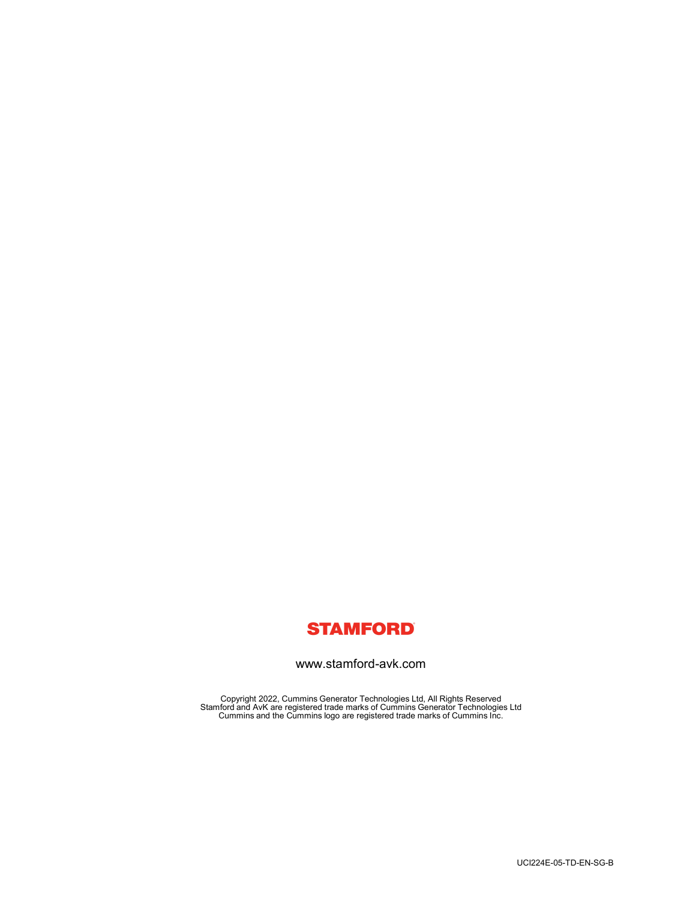**STAMFORD**

www.stamford-avk.com

Copyright 2022, Cummins Generator Technologies Ltd, All Rights Reserved
Stamford and AvK are registered trade marks of Cummins Generator Technologies Ltd
Cummins and the Cummins logo are registered trade marks of Cummins Inc.

UCI224E-05-TD-EN-SG-B